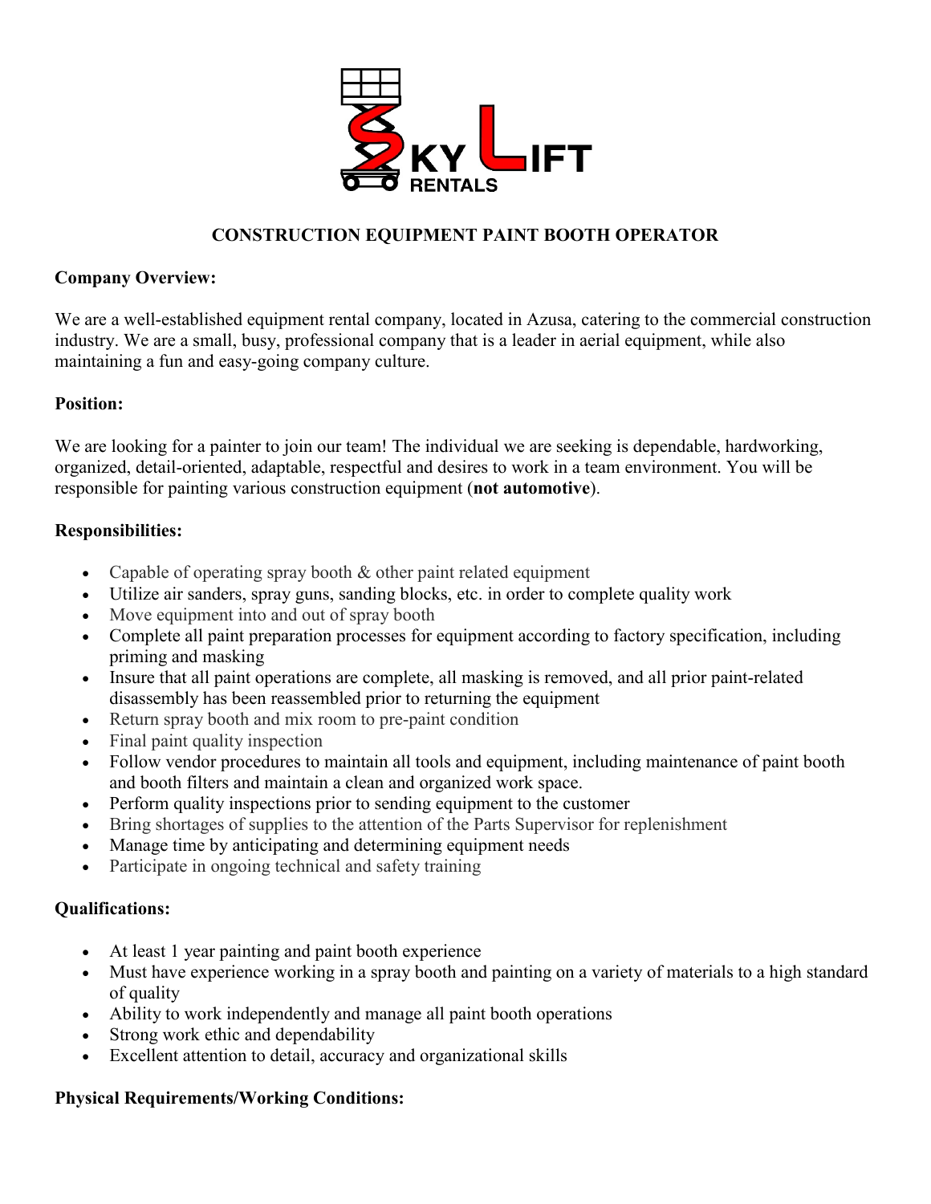# CONSTRUCTION EQUIPMENT PAINT BOOTH OPERATOR

**Company Overview:**

We are a well-established equipment rental company, located in Azusa, catering to the commercial construction industry. We are a small, busy, professional company that is a leader in aerial equipment, while also maintaining a fun and easy-going company culture.

**Position:**

We are looking for a painter to join our team! The individual we are seeking is dependable, hardworking, organized, detail-oriented, adaptable, respectful and desires to work in a team environment. You will be responsible for painting various construction equipment (**not automotive**).

**Responsibilities:**

- Capable of operating spray booth & other paint related equipment
- Utilize air sanders, spray guns, sanding blocks, etc. in order to complete quality work
- Move equipment into and out of spray booth
- Complete all paint preparation processes for equipment according to factory specification, including priming and masking
- Insure that all paint operations are complete, all masking is removed, and all prior paint-related disassembly has been reassembled prior to returning the equipment
- Return spray booth and mix room to pre-paint condition
- Final paint quality inspection
- Follow vendor procedures to maintain all tools and equipment, including maintenance of paint booth and booth filters and maintain a clean and organized work space.
- Perform quality inspections prior to sending equipment to the customer
- Bring shortages of supplies to the attention of the Parts Supervisor for replenishment
- Manage time by anticipating and determining equipment needs
- Participate in ongoing technical and safety training

**Qualifications:**

- At least 1 year painting and paint booth experience
- Must have experience working in a spray booth and painting on a variety of materials to a high standard of quality
- Ability to work independently and manage all paint booth operations
- Strong work ethic and dependability
- Excellent attention to detail, accuracy and organizational skills

**Physical Requirements/Working Conditions:**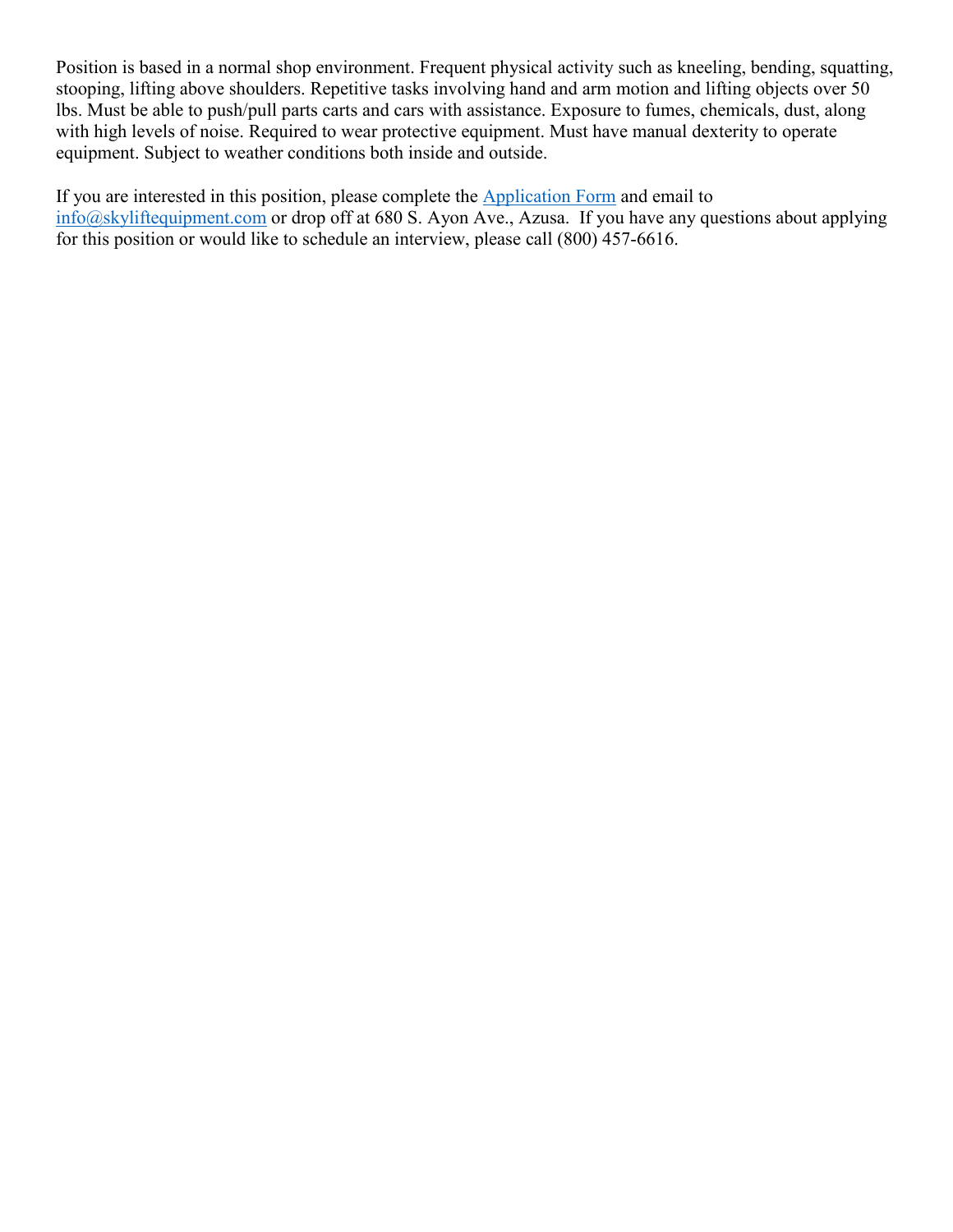Position is based in a normal shop environment. Frequent physical activity such as kneeling, bending, squatting, stooping, lifting above shoulders. Repetitive tasks involving hand and arm motion and lifting objects over 50 lbs. Must be able to push/pull parts carts and cars with assistance. Exposure to fumes, chemicals, dust, along with high levels of noise. Required to wear protective equipment. Must have manual dexterity to operate equipment. Subject to weather conditions both inside and outside.

If you are interested in this position, please complete the Application Form and email to info@skyliftequipment.com or drop off at 680 S. Ayon Ave., Azusa. If you have any questions about applying for this position or would like to schedule an interview, please call (800) 457-6616.